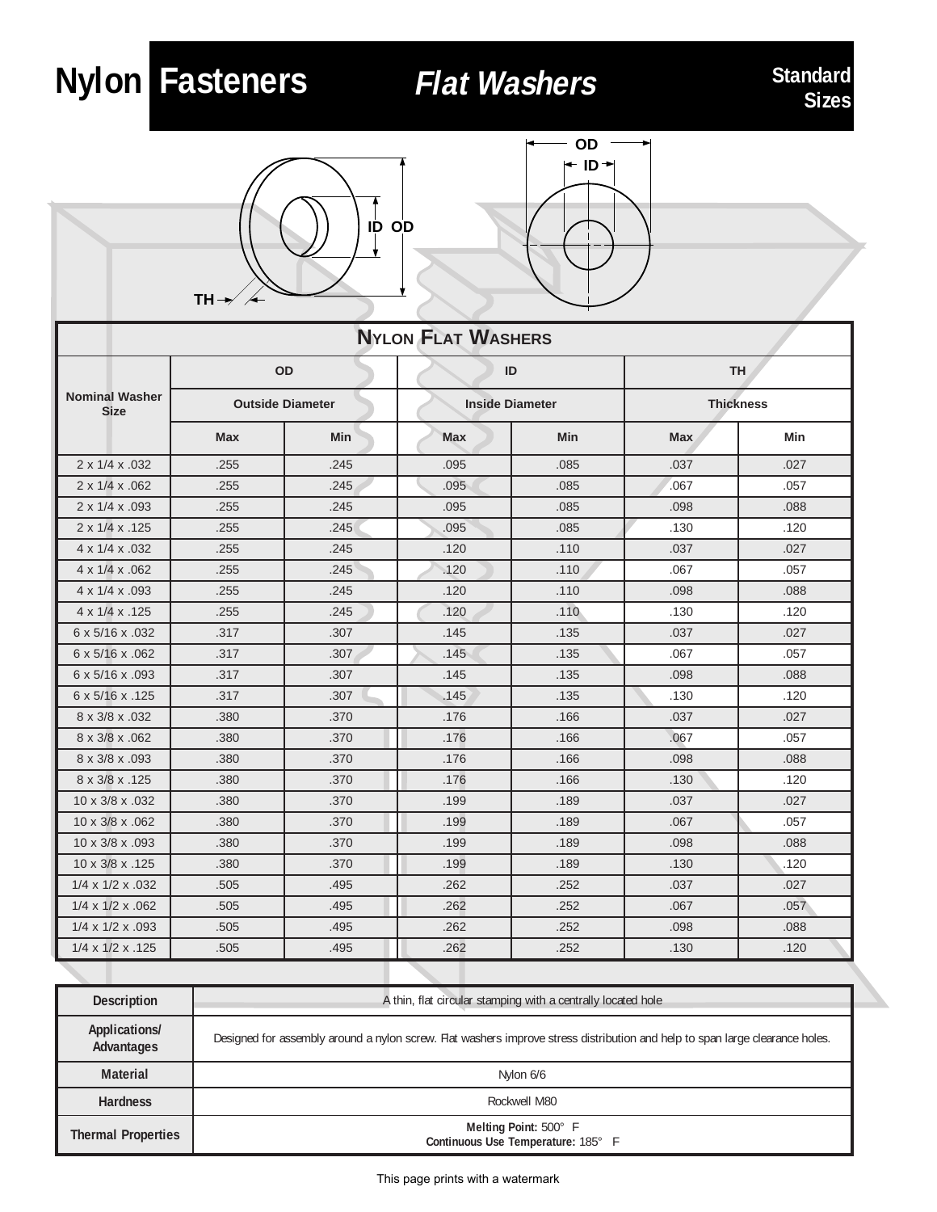# Nylon Fasteners — Flat Washers

**Standard Sizes**

OD
ID
ID OD
TH

## Nylon Flat Washers

| Nominal Washer Size | OD Outside Diameter | | ID Inside Diameter | | TH Thickness | |
|---|---|---|---|---|---|---|
| | Max | Min | Max | Min | Max | Min |
| 2 x 1/4 x .032 | .255 | .245 | .095 | .085 | .037 | .027 |
| 2 x 1/4 x .062 | .255 | .245 | .095 | .085 | .067 | .057 |
| 2 x 1/4 x .093 | .255 | .245 | .095 | .085 | .098 | .088 |
| 2 x 1/4 x .125 | .255 | .245 | .095 | .085 | .130 | .120 |
| 4 x 1/4 x .032 | .255 | .245 | .120 | .110 | .037 | .027 |
| 4 x 1/4 x .062 | .255 | .245 | .120 | .110 | .067 | .057 |
| 4 x 1/4 x .093 | .255 | .245 | .120 | .110 | .098 | .088 |
| 4 x 1/4 x .125 | .255 | .245 | .120 | .110 | .130 | .120 |
| 6 x 5/16 x .032 | .317 | .307 | .145 | .135 | .037 | .027 |
| 6 x 5/16 x .062 | .317 | .307 | .145 | .135 | .067 | .057 |
| 6 x 5/16 x .093 | .317 | .307 | .145 | .135 | .098 | .088 |
| 6 x 5/16 x .125 | .317 | .307 | .145 | .135 | .130 | .120 |
| 8 x 3/8 x .032 | .380 | .370 | .176 | .166 | .037 | .027 |
| 8 x 3/8 x .062 | .380 | .370 | .176 | .166 | .067 | .057 |
| 8 x 3/8 x .093 | .380 | .370 | .176 | .166 | .098 | .088 |
| 8 x 3/8 x .125 | .380 | .370 | .176 | .166 | .130 | .120 |
| 10 x 3/8 x .032 | .380 | .370 | .199 | .189 | .037 | .027 |
| 10 x 3/8 x .062 | .380 | .370 | .199 | .189 | .067 | .057 |
| 10 x 3/8 x .093 | .380 | .370 | .199 | .189 | .098 | .088 |
| 10 x 3/8 x .125 | .380 | .370 | .199 | .189 | .130 | .120 |
| 1/4 x 1/2 x .032 | .505 | .495 | .262 | .252 | .037 | .027 |
| 1/4 x 1/2 x .062 | .505 | .495 | .262 | .252 | .067 | .057 |
| 1/4 x 1/2 x .093 | .505 | .495 | .262 | .252 | .098 | .088 |
| 1/4 x 1/2 x .125 | .505 | .495 | .262 | .252 | .130 | .120 |

| | |
|---|---|
| **Description** | A thin, flat circular stamping with a centrally located hole |
| **Applications/ Advantages** | Designed for assembly around a nylon screw. Flat washers improve stress distribution and help to span large clearance holes. |
| **Material** | Nylon 6/6 |
| **Hardness** | Rockwell M80 |
| **Thermal Properties** | **Melting Point:** 500° F<br>**Continuous Use Temperature:** 185° F |

This page prints with a watermark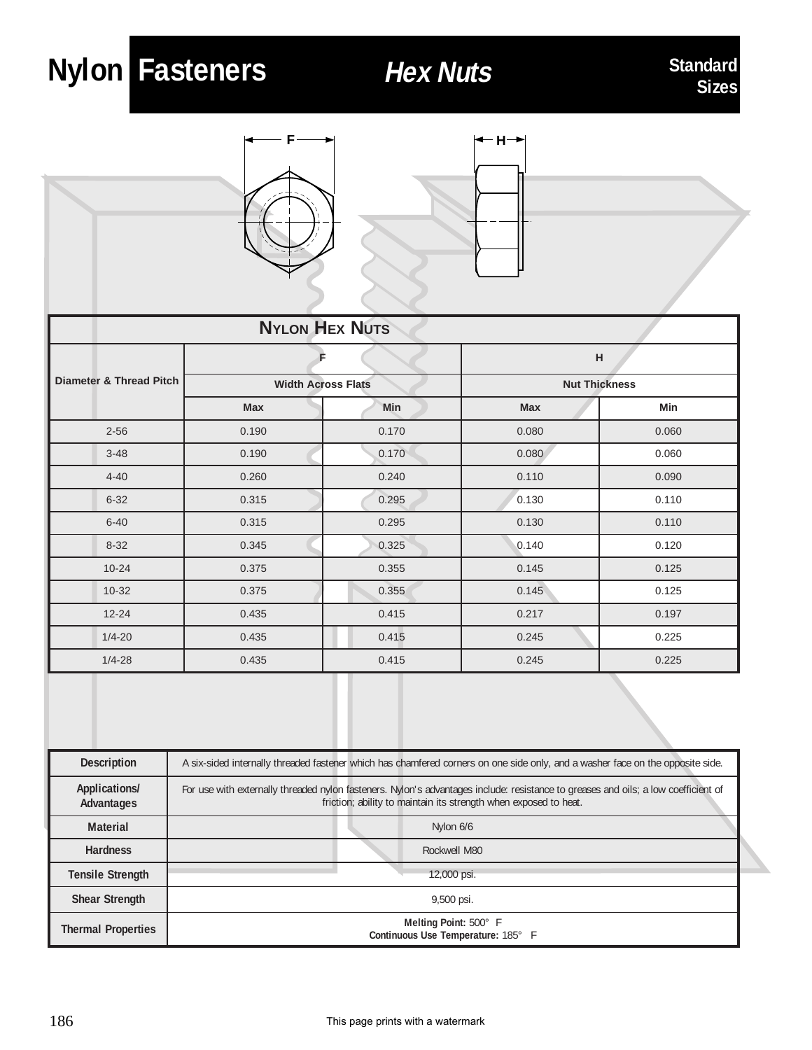# Nylon Fasteners

## Hex Nuts

**Standard Sizes**

F

H

| NYLON HEX NUTS | | | | |
|---|---|---|---|---|
| Diameter & Thread Pitch | F | | H | |
| | Width Across Flats | | Nut Thickness | |
| | Max | Min | Max | Min |
| 2-56 | 0.190 | 0.170 | 0.080 | 0.060 |
| 3-48 | 0.190 | 0.170 | 0.080 | 0.060 |
| 4-40 | 0.260 | 0.240 | 0.110 | 0.090 |
| 6-32 | 0.315 | 0.295 | 0.130 | 0.110 |
| 6-40 | 0.315 | 0.295 | 0.130 | 0.110 |
| 8-32 | 0.345 | 0.325 | 0.140 | 0.120 |
| 10-24 | 0.375 | 0.355 | 0.145 | 0.125 |
| 10-32 | 0.375 | 0.355 | 0.145 | 0.125 |
| 12-24 | 0.435 | 0.415 | 0.217 | 0.197 |
| 1/4-20 | 0.435 | 0.415 | 0.245 | 0.225 |
| 1/4-28 | 0.435 | 0.415 | 0.245 | 0.225 |

| | |
|---|---|
| **Description** | A six-sided internally threaded fastener which has chamfered corners on one side only, and a washer face on the opposite side. |
| **Applications/ Advantages** | For use with externally threaded nylon fasteners. Nylon's advantages include: resistance to greases and oils; a low coefficient of friction; ability to maintain its strength when exposed to heat. |
| **Material** | Nylon 6/6 |
| **Hardness** | Rockwell M80 |
| **Tensile Strength** | 12,000 psi. |
| **Shear Strength** | 9,500 psi. |
| **Thermal Properties** | **Melting Point:** 500° F<br>**Continuous Use Temperature:** 185° F |

This page prints with a watermark